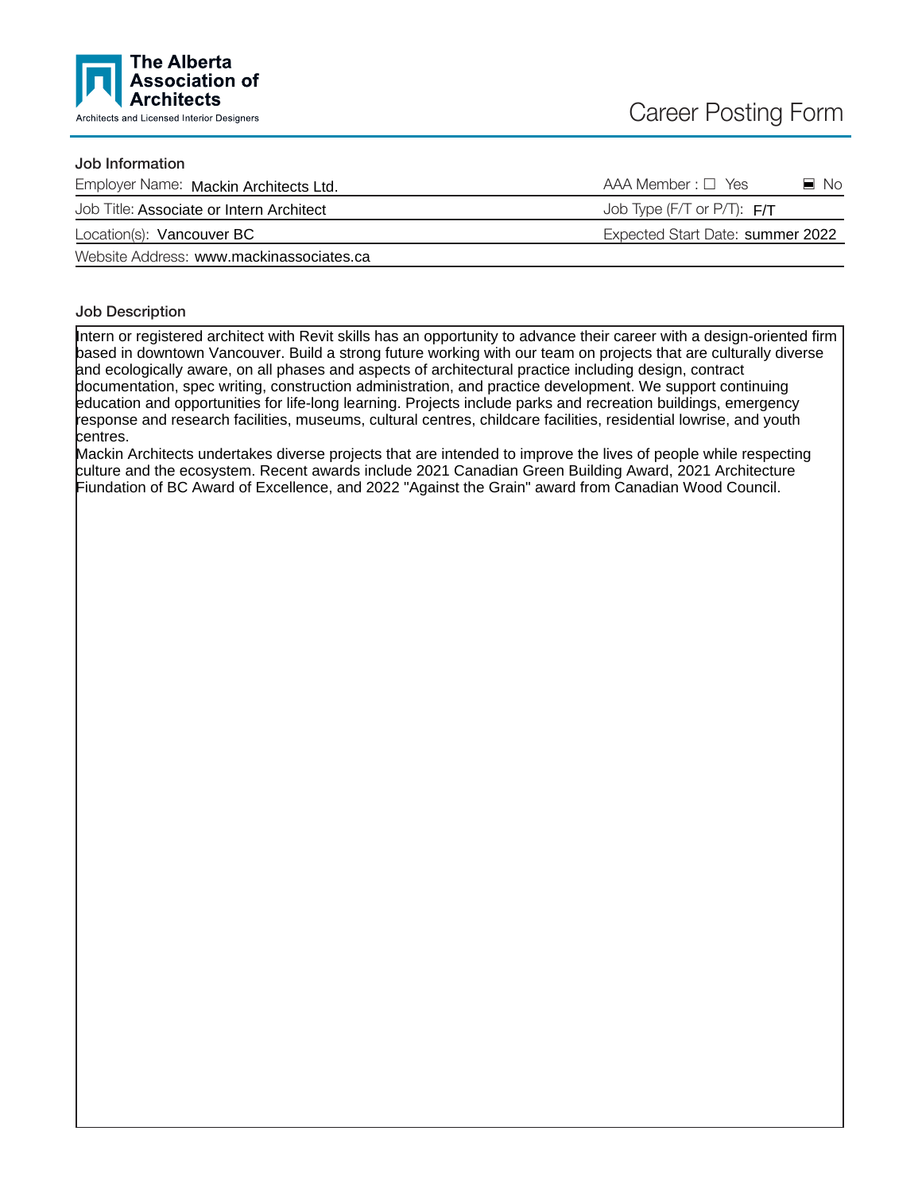The Alberta Association of Architects

Architects and Licensed Interior Designers

# Career Posting Form

## Job Information

Employer Name: Mackin Architects Ltd.

AAA Member : ☐ Yes ☒ No

Job Title: Associate or Intern Architect

Job Type (F/T or P/T): F/T

Location(s): Vancouver BC

Expected Start Date: summer 2022

Website Address: www.mackinassociates.ca

## Job Description

Intern or registered architect with Revit skills has an opportunity to advance their career with a design-oriented firm based in downtown Vancouver. Build a strong future working with our team on projects that are culturally diverse and ecologically aware, on all phases and aspects of architectural practice including design, contract documentation, spec writing, construction administration, and practice development. We support continuing education and opportunities for life-long learning. Projects include parks and recreation buildings, emergency response and research facilities, museums, cultural centres, childcare facilities, residential lowrise, and youth centres.

Mackin Architects undertakes diverse projects that are intended to improve the lives of people while respecting culture and the ecosystem. Recent awards include 2021 Canadian Green Building Award, 2021 Architecture Fiundation of BC Award of Excellence, and 2022 "Against the Grain" award from Canadian Wood Council.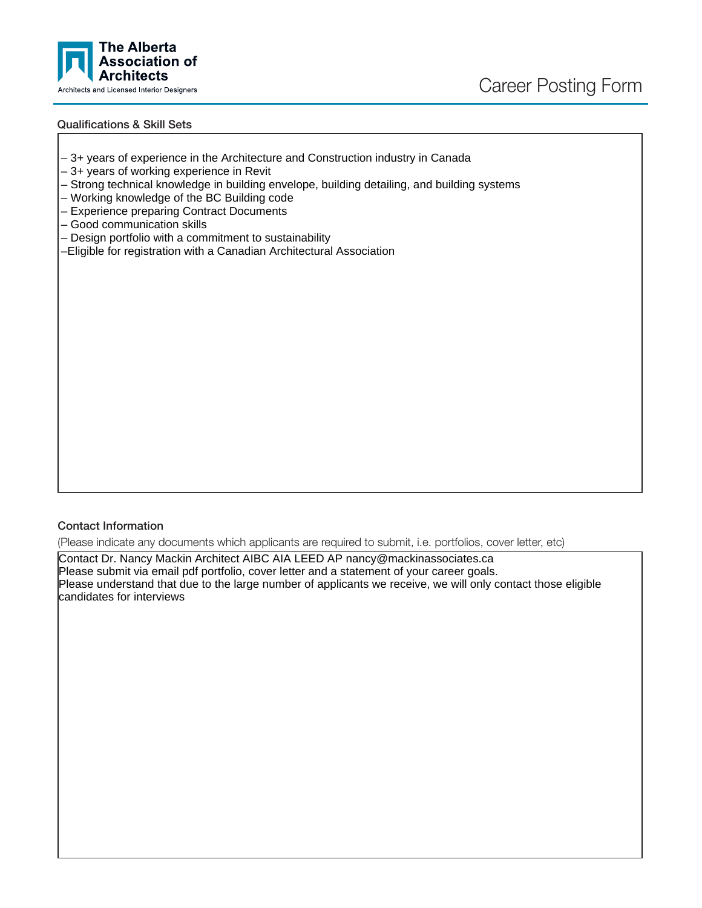## Qualifications & Skill Sets

– 3+ years of experience in the Architecture and Construction industry in Canada
– 3+ years of working experience in Revit
– Strong technical knowledge in building envelope, building detailing, and building systems
– Working knowledge of the BC Building code
– Experience preparing Contract Documents
– Good communication skills
– Design portfolio with a commitment to sustainability
–Eligible for registration with a Canadian Architectural Association

## Contact Information

(Please indicate any documents which applicants are required to submit, i.e. portfolios, cover letter, etc)

Contact Dr. Nancy Mackin Architect AIBC AIA LEED AP nancy@mackinassociates.ca
Please submit via email pdf portfolio, cover letter and a statement of your career goals.
Please understand that due to the large number of applicants we receive, we will only contact those eligible candidates for interviews